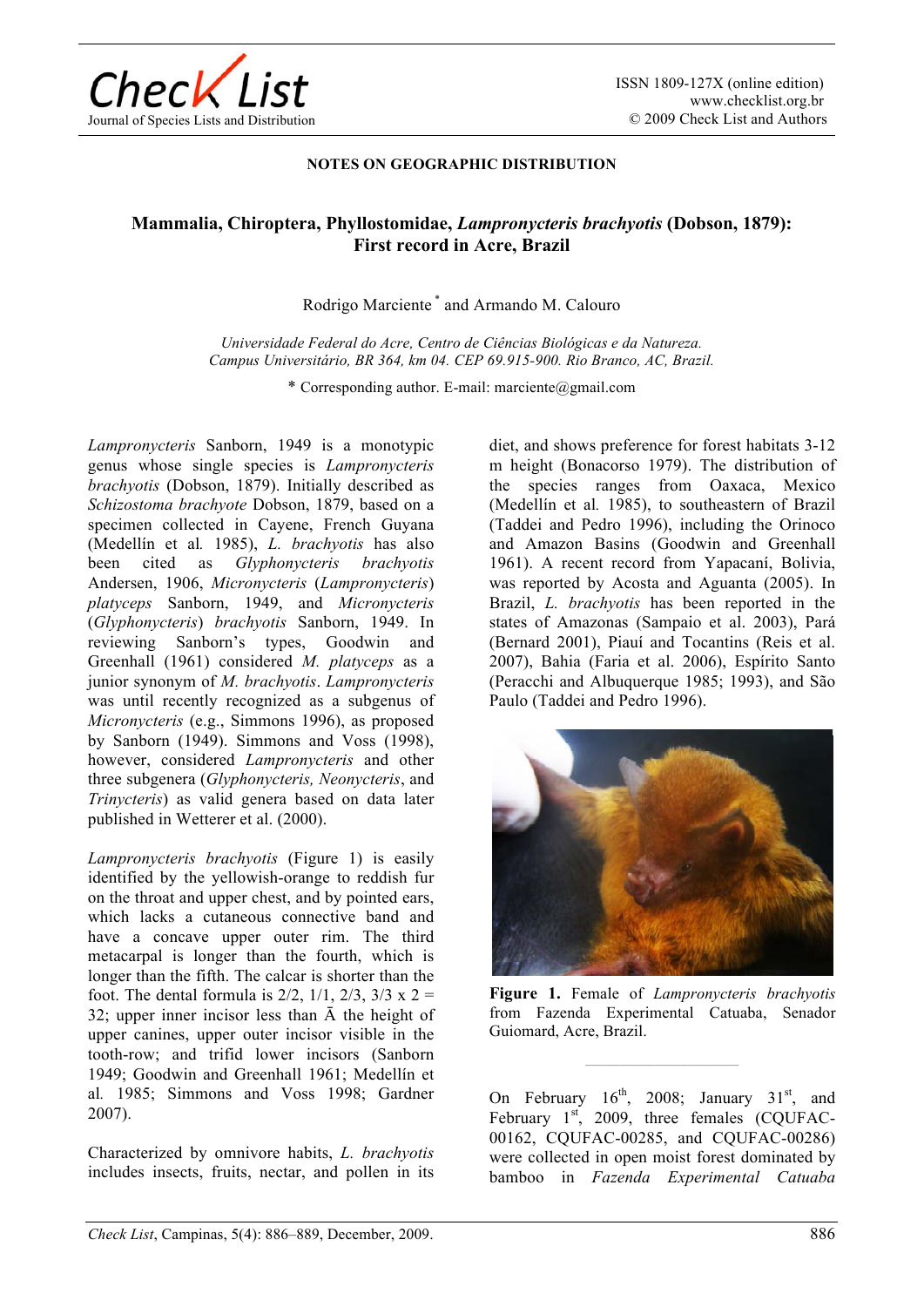# NOTES ON GEOGRAPHIC DISTRIBUTION

## Mammalia, Chiroptera, Phyllostomidae, *Lampronycteris brachyotis* (Dobson, 1879): First record in Acre, Brazil

Rodrigo Marciente* and Armando M. Calouro

*Universidade Federal do Acre, Centro de Ciências Biológicas e da Natureza. Campus Universitário, BR 364, km 04. CEP 69.915-900. Rio Branco, AC, Brazil.*

* Corresponding author. E-mail: marciente@gmail.com

*Lampronycteris* Sanborn, 1949 is a monotypic genus whose single species is *Lampronycteris brachyotis* (Dobson, 1879). Initially described as *Schizostoma brachyote* Dobson, 1879, based on a specimen collected in Cayene, French Guyana (Medellín et al*.* 1985), *L. brachyotis* has also been cited as *Glyphonycteris brachyotis* Andersen, 1906, *Micronycteris* (*Lampronycteris*) *platyceps* Sanborn, 1949, and *Micronycteris* (*Glyphonycteris*) *brachyotis* Sanborn, 1949. In reviewing Sanborn's types, Goodwin and Greenhall (1961) considered *M. platyceps* as a junior synonym of *M. brachyotis*. *Lampronycteris* was until recently recognized as a subgenus of *Micronycteris* (e.g., Simmons 1996), as proposed by Sanborn (1949). Simmons and Voss (1998), however, considered *Lampronycteris* and other three subgenera (*Glyphonycteris, Neonycteris*, and *Trinycteris*) as valid genera based on data later published in Wetterer et al. (2000).

*Lampronycteris brachyotis* (Figure 1) is easily identified by the yellowish-orange to reddish fur on the throat and upper chest, and by pointed ears, which lacks a cutaneous connective band and have a concave upper outer rim. The third metacarpal is longer than the fourth, which is longer than the fifth. The calcar is shorter than the foot. The dental formula is 2/2, 1/1, 2/3, 3/3 x 2 = 32; upper inner incisor less than Ã the height of upper canines, upper outer incisor visible in the tooth-row; and trifid lower incisors (Sanborn 1949; Goodwin and Greenhall 1961; Medellín et al*.* 1985; Simmons and Voss 1998; Gardner 2007).

Characterized by omnivore habits, *L. brachyotis* includes insects, fruits, nectar, and pollen in its diet, and shows preference for forest habitats 3-12 m height (Bonacorso 1979). The distribution of the species ranges from Oaxaca, Mexico (Medellín et al*.* 1985), to southeastern of Brazil (Taddei and Pedro 1996), including the Orinoco and Amazon Basins (Goodwin and Greenhall 1961). A recent record from Yapacaní, Bolivia, was reported by Acosta and Aguanta (2005). In Brazil, *L. brachyotis* has been reported in the states of Amazonas (Sampaio et al. 2003), Pará (Bernard 2001), Piauí and Tocantins (Reis et al. 2007), Bahia (Faria et al. 2006), Espírito Santo (Peracchi and Albuquerque 1985; 1993), and São Paulo (Taddei and Pedro 1996).

**Figure 1.** Female of *Lampronycteris brachyotis* from Fazenda Experimental Catuaba, Senador Guiomard, Acre, Brazil.

On February 16th, 2008; January 31st, and February 1st, 2009, three females (CQUFAC-00162, CQUFAC-00285, and CQUFAC-00286) were collected in open moist forest dominated by bamboo in *Fazenda Experimental Catuaba*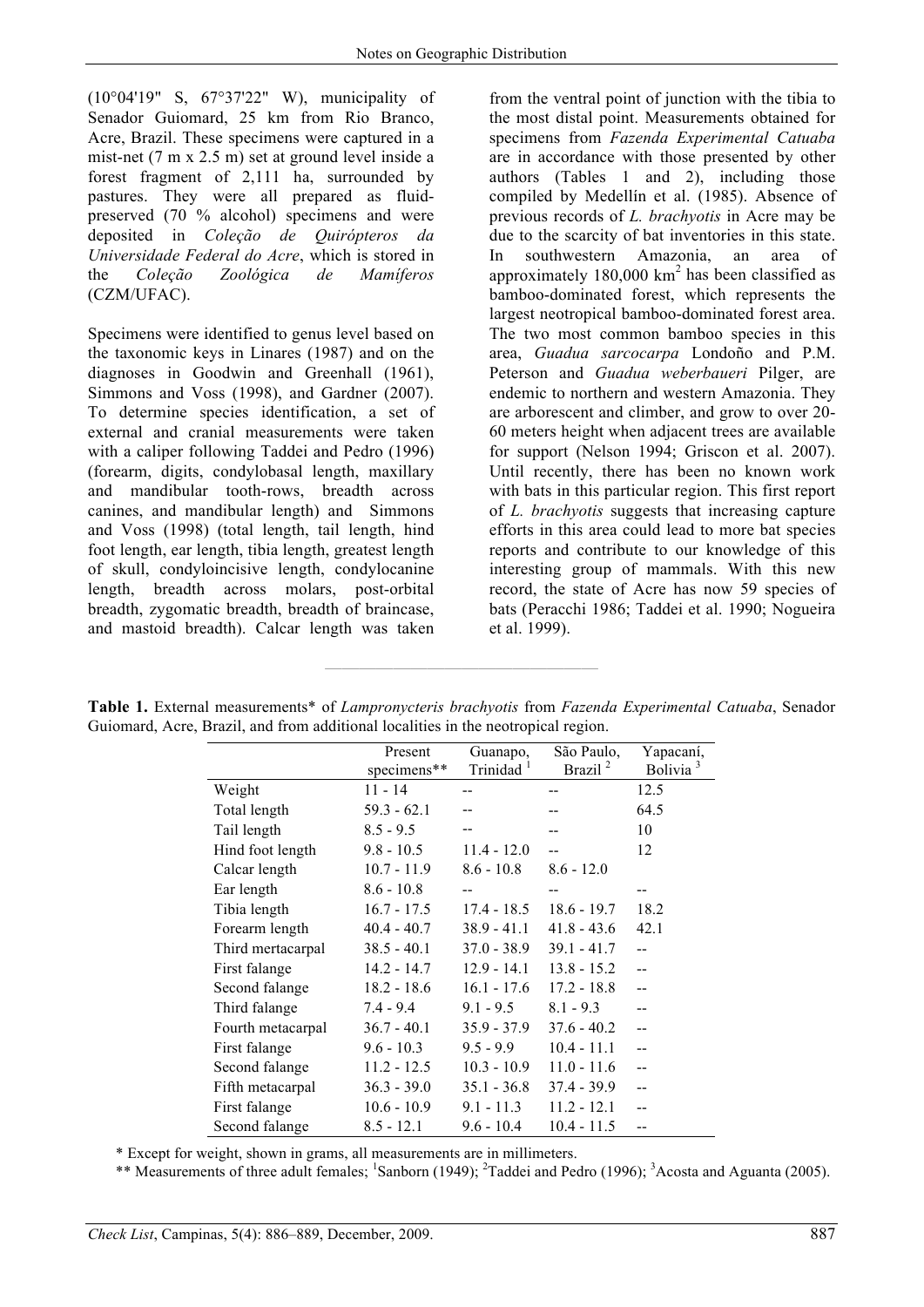(10°04'19" S, 67°37'22" W), municipality of Senador Guiomard, 25 km from Rio Branco, Acre, Brazil. These specimens were captured in a mist-net (7 m x 2.5 m) set at ground level inside a forest fragment of 2,111 ha, surrounded by pastures. They were all prepared as fluid-preserved (70 % alcohol) specimens and were deposited in *Coleção de Quirópteros da Universidade Federal do Acre*, which is stored in the *Coleção Zoológica de Mamíferos* (CZM/UFAC).

Specimens were identified to genus level based on the taxonomic keys in Linares (1987) and on the diagnoses in Goodwin and Greenhall (1961), Simmons and Voss (1998), and Gardner (2007). To determine species identification, a set of external and cranial measurements were taken with a caliper following Taddei and Pedro (1996) (forearm, digits, condylobasal length, maxillary and mandibular tooth-rows, breadth across canines, and mandibular length) and Simmons and Voss (1998) (total length, tail length, hind foot length, ear length, tibia length, greatest length of skull, condyloincisive length, condylocanine length, breadth across molars, post-orbital breadth, zygomatic breadth, breadth of braincase, and mastoid breadth). Calcar length was taken from the ventral point of junction with the tibia to the most distal point. Measurements obtained for specimens from *Fazenda Experimental Catuaba* are in accordance with those presented by other authors (Tables 1 and 2), including those compiled by Medellín et al. (1985). Absence of previous records of *L. brachyotis* in Acre may be due to the scarcity of bat inventories in this state. In southwestern Amazonia, an area of approximately 180,000 km$^2$ has been classified as bamboo-dominated forest, which represents the largest neotropical bamboo-dominated forest area. The two most common bamboo species in this area, *Guadua sarcocarpa* Londoño and P.M. Peterson and *Guadua weberbaueri* Pilger, are endemic to northern and western Amazonia. They are arborescent and climber, and grow to over 20-60 meters height when adjacent trees are available for support (Nelson 1994; Griscon et al. 2007). Until recently, there has been no known work with bats in this particular region. This first report of *L. brachyotis* suggests that increasing capture efforts in this area could lead to more bat species reports and contribute to our knowledge of this interesting group of mammals. With this new record, the state of Acre has now 59 species of bats (Peracchi 1986; Taddei et al. 1990; Nogueira et al. 1999).

**Table 1.** External measurements* of *Lampronycteris brachyotis* from *Fazenda Experimental Catuaba*, Senador Guiomard, Acre, Brazil, and from additional localities in the neotropical region.

| | Present specimens** | Guanapo, Trinidad [1] | São Paulo, Brazil [2] | Yapacaní, Bolivia [3] |
|---|---|---|---|---|
| Weight | 11 - 14 | -- | -- | 12.5 |
| Total length | 59.3 - 62.1 | -- | -- | 64.5 |
| Tail length | 8.5 - 9.5 | -- | -- | 10 |
| Hind foot length | 9.8 - 10.5 | 11.4 - 12.0 | -- | 12 |
| Calcar length | 10.7 - 11.9 | 8.6 - 10.8 | 8.6 - 12.0 | |
| Ear length | 8.6 - 10.8 | -- | -- | -- |
| Tibia length | 16.7 - 17.5 | 17.4 - 18.5 | 18.6 - 19.7 | 18.2 |
| Forearm length | 40.4 - 40.7 | 38.9 - 41.1 | 41.8 - 43.6 | 42.1 |
| Third mertacarpal | 38.5 - 40.1 | 37.0 - 38.9 | 39.1 - 41.7 | -- |
| First falange | 14.2 - 14.7 | 12.9 - 14.1 | 13.8 - 15.2 | -- |
| Second falange | 18.2 - 18.6 | 16.1 - 17.6 | 17.2 - 18.8 | -- |
| Third falange | 7.4 - 9.4 | 9.1 - 9.5 | 8.1 - 9.3 | -- |
| Fourth metacarpal | 36.7 - 40.1 | 35.9 - 37.9 | 37.6 - 40.2 | -- |
| First falange | 9.6 - 10.3 | 9.5 - 9.9 | 10.4 - 11.1 | -- |
| Second falange | 11.2 - 12.5 | 10.3 - 10.9 | 11.0 - 11.6 | -- |
| Fifth metacarpal | 36.3 - 39.0 | 35.1 - 36.8 | 37.4 - 39.9 | -- |
| First falange | 10.6 - 10.9 | 9.1 - 11.3 | 11.2 - 12.1 | -- |
| Second falange | 8.5 - 12.1 | 9.6 - 10.4 | 10.4 - 11.5 | -- |

\* Except for weight, shown in grams, all measurements are in millimeters.

** Measurements of three adult females; [1]Sanborn (1949); [2]Taddei and Pedro (1996); [3]Acosta and Aguanta (2005).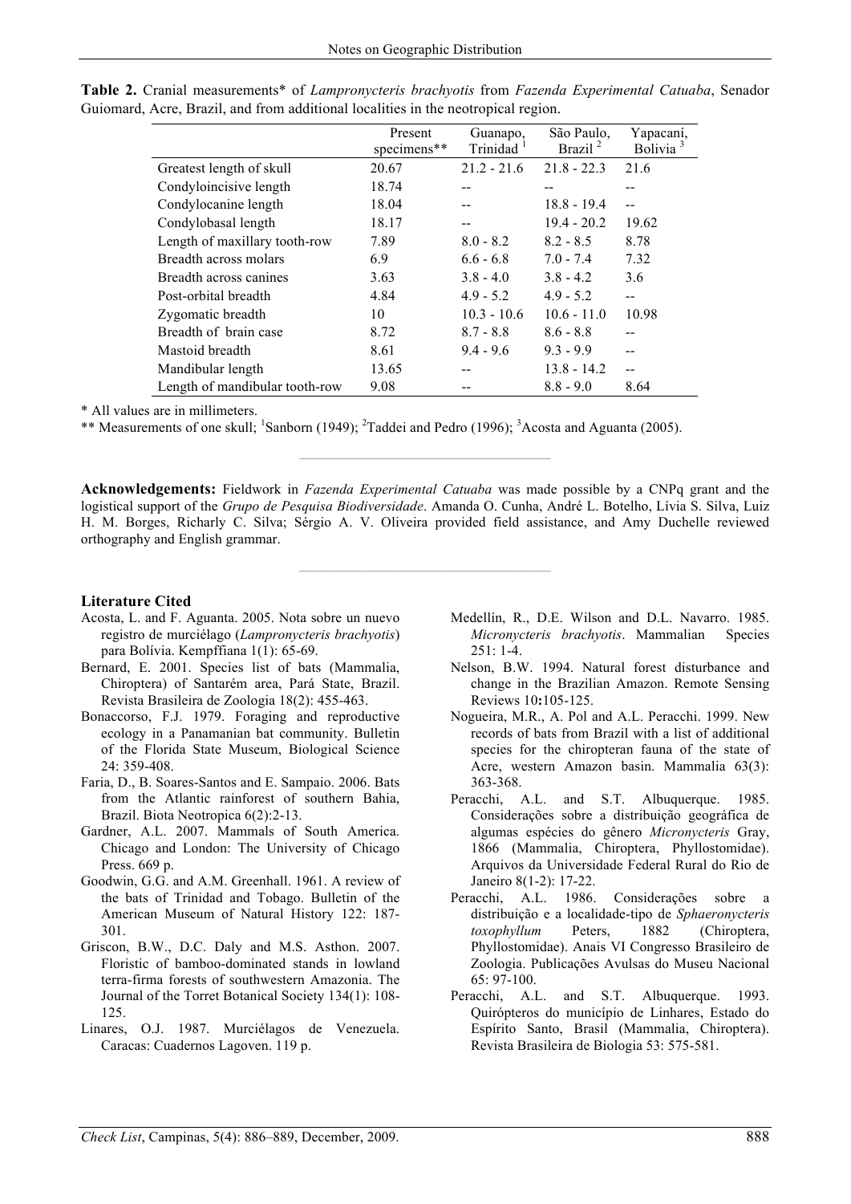**Table 2.** Cranial measurements* of *Lampronycteris brachyotis* from *Fazenda Experimental Catuaba*, Senador Guiomard, Acre, Brazil, and from additional localities in the neotropical region.

| | Present specimens** | Guanapo, Trinidad [1] | São Paulo, Brazil [2] | Yapacaní, Bolivia [3] |
|---|---|---|---|---|
| Greatest length of skull | 20.67 | 21.2 - 21.6 | 21.8 - 22.3 | 21.6 |
| Condyloincisive length | 18.74 | -- | -- | -- |
| Condylocanine length | 18.04 | -- | 18.8 - 19.4 | -- |
| Condylobasal length | 18.17 | -- | 19.4 - 20.2 | 19.62 |
| Length of maxillary tooth-row | 7.89 | 8.0 - 8.2 | 8.2 - 8.5 | 8.78 |
| Breadth across molars | 6.9 | 6.6 - 6.8 | 7.0 - 7.4 | 7.32 |
| Breadth across canines | 3.63 | 3.8 - 4.0 | 3.8 - 4.2 | 3.6 |
| Post-orbital breadth | 4.84 | 4.9 - 5.2 | 4.9 - 5.2 | -- |
| Zygomatic breadth | 10 | 10.3 - 10.6 | 10.6 - 11.0 | 10.98 |
| Breadth of brain case | 8.72 | 8.7 - 8.8 | 8.6 - 8.8 | -- |
| Mastoid breadth | 8.61 | 9.4 - 9.6 | 9.3 - 9.9 | -- |
| Mandibular length | 13.65 | -- | 13.8 - 14.2 | -- |
| Length of mandibular tooth-row | 9.08 | -- | 8.8 - 9.0 | 8.64 |

\* All values are in millimeters.

** Measurements of one skull; [1]Sanborn (1949); [2]Taddei and Pedro (1996); [3]Acosta and Aguanta (2005).

**Acknowledgements:** Fieldwork in *Fazenda Experimental Catuaba* was made possible by a CNPq grant and the logistical support of the *Grupo de Pesquisa Biodiversidade*. Amanda O. Cunha, André L. Botelho, Lívia S. Silva, Luiz H. M. Borges, Richarly C. Silva; Sérgio A. V. Oliveira provided field assistance, and Amy Duchelle reviewed orthography and English grammar.

### Literature Cited

Acosta, L. and F. Aguanta. 2005. Nota sobre un nuevo registro de murciélago (*Lampronycteris brachyotis*) para Bolívia. Kempffiana 1(1): 65-69.

Bernard, E. 2001. Species list of bats (Mammalia, Chiroptera) of Santarém area, Pará State, Brazil. Revista Brasileira de Zoologia 18(2): 455-463.

Bonaccorso, F.J. 1979. Foraging and reproductive ecology in a Panamanian bat community. Bulletin of the Florida State Museum, Biological Science 24: 359-408.

Faria, D., B. Soares-Santos and E. Sampaio. 2006. Bats from the Atlantic rainforest of southern Bahia, Brazil. Biota Neotropica 6(2):2-13.

Gardner, A.L. 2007. Mammals of South America. Chicago and London: The University of Chicago Press. 669 p.

Goodwin, G.G. and A.M. Greenhall. 1961. A review of the bats of Trinidad and Tobago. Bulletin of the American Museum of Natural History 122: 187-301.

Griscon, B.W., D.C. Daly and M.S. Asthon. 2007. Floristic of bamboo-dominated stands in lowland terra-firma forests of southwestern Amazonia. The Journal of the Torret Botanical Society 134(1): 108-125.

Linares, O.J. 1987. Murciélagos de Venezuela. Caracas: Cuadernos Lagoven. 119 p.

Medellín, R., D.E. Wilson and D.L. Navarro. 1985. *Micronycteris brachyotis*. Mammalian Species 251: 1-4.

Nelson, B.W. 1994. Natural forest disturbance and change in the Brazilian Amazon. Remote Sensing Reviews 10**:**105-125.

Nogueira, M.R., A. Pol and A.L. Peracchi. 1999. New records of bats from Brazil with a list of additional species for the chiropteran fauna of the state of Acre, western Amazon basin. Mammalia 63(3): 363-368.

Peracchi, A.L. and S.T. Albuquerque. 1985. Considerações sobre a distribuição geográfica de algumas espécies do gênero *Micronycteris* Gray, 1866 (Mammalia, Chiroptera, Phyllostomidae). Arquivos da Universidade Federal Rural do Rio de Janeiro 8(1-2): 17-22.

Peracchi, A.L. 1986. Considerações sobre a distribuição e a localidade-tipo de *Sphaeronycteris toxophyllum* Peters, 1882 (Chiroptera, Phyllostomidae). Anais VI Congresso Brasileiro de Zoologia. Publicações Avulsas do Museu Nacional 65: 97-100.

Peracchi, A.L. and S.T. Albuquerque. 1993. Quirópteros do município de Linhares, Estado do Espírito Santo, Brasil (Mammalia, Chiroptera). Revista Brasileira de Biologia 53: 575-581.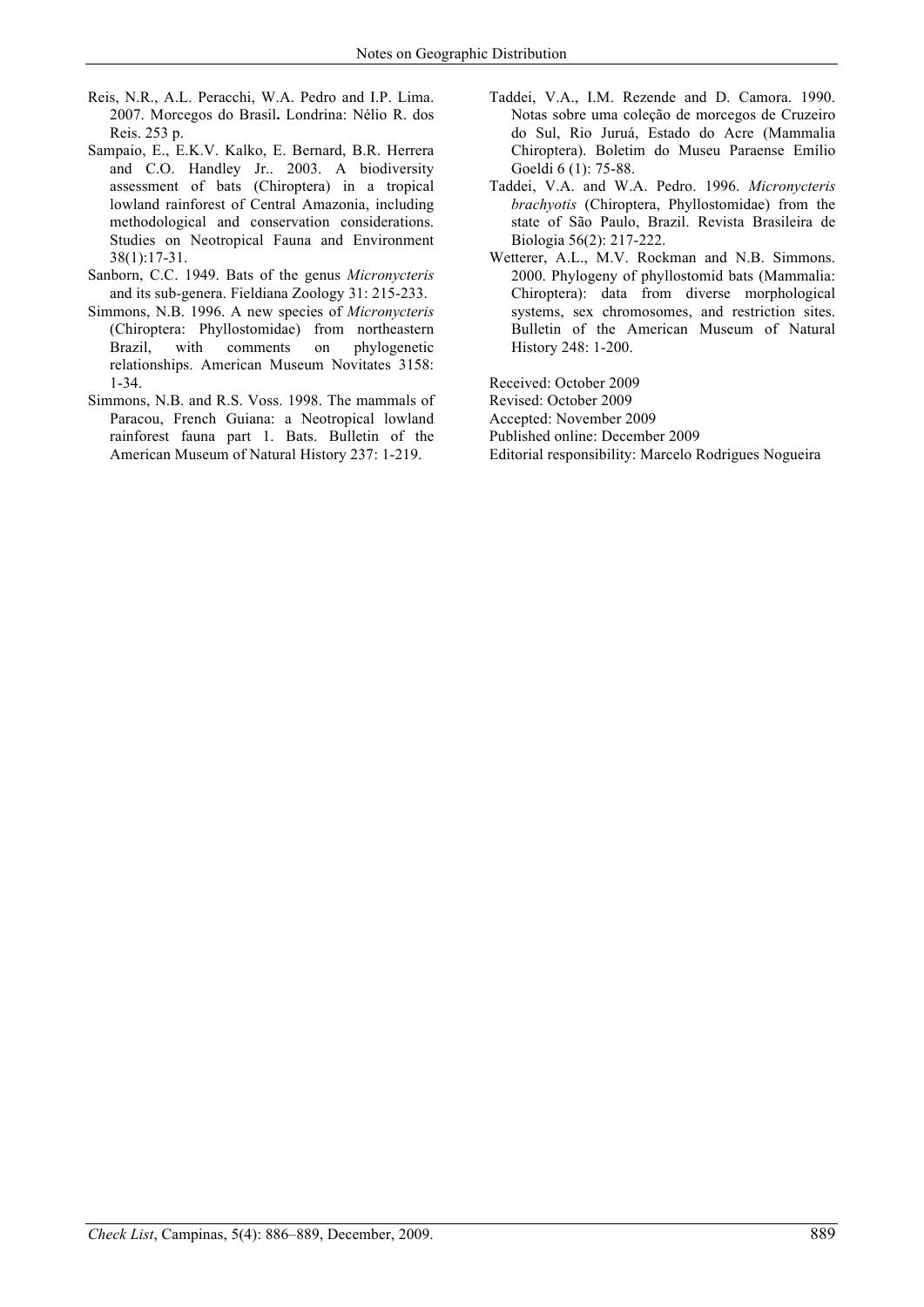Reis, N.R., A.L. Peracchi, W.A. Pedro and I.P. Lima. 2007. Morcegos do Brasil**.** Londrina: Nélio R. dos Reis. 253 p.

Sampaio, E., E.K.V. Kalko, E. Bernard, B.R. Herrera and C.O. Handley Jr.. 2003. A biodiversity assessment of bats (Chiroptera) in a tropical lowland rainforest of Central Amazonia, including methodological and conservation considerations. Studies on Neotropical Fauna and Environment 38(1):17-31.

Sanborn, C.C. 1949. Bats of the genus *Micronycteris* and its sub-genera. Fieldiana Zoology 31: 215-233.

Simmons, N.B. 1996. A new species of *Micronycteris* (Chiroptera: Phyllostomidae) from northeastern Brazil, with comments on phylogenetic relationships. American Museum Novitates 3158: 1-34.

Simmons, N.B. and R.S. Voss. 1998. The mammals of Paracou, French Guiana: a Neotropical lowland rainforest fauna part 1. Bats. Bulletin of the American Museum of Natural History 237: 1-219.

Taddei, V.A., I.M. Rezende and D. Camora. 1990. Notas sobre uma coleção de morcegos de Cruzeiro do Sul, Rio Juruá, Estado do Acre (Mammalia Chiroptera). Boletim do Museu Paraense Emílio Goeldi 6 (1): 75-88.

Taddei, V.A. and W.A. Pedro. 1996. *Micronycteris brachyotis* (Chiroptera, Phyllostomidae) from the state of São Paulo, Brazil. Revista Brasileira de Biologia 56(2): 217-222.

Wetterer, A.L., M.V. Rockman and N.B. Simmons. 2000. Phylogeny of phyllostomid bats (Mammalia: Chiroptera): data from diverse morphological systems, sex chromosomes, and restriction sites. Bulletin of the American Museum of Natural History 248: 1-200.

Received: October 2009
Revised: October 2009
Accepted: November 2009
Published online: December 2009
Editorial responsibility: Marcelo Rodrigues Nogueira